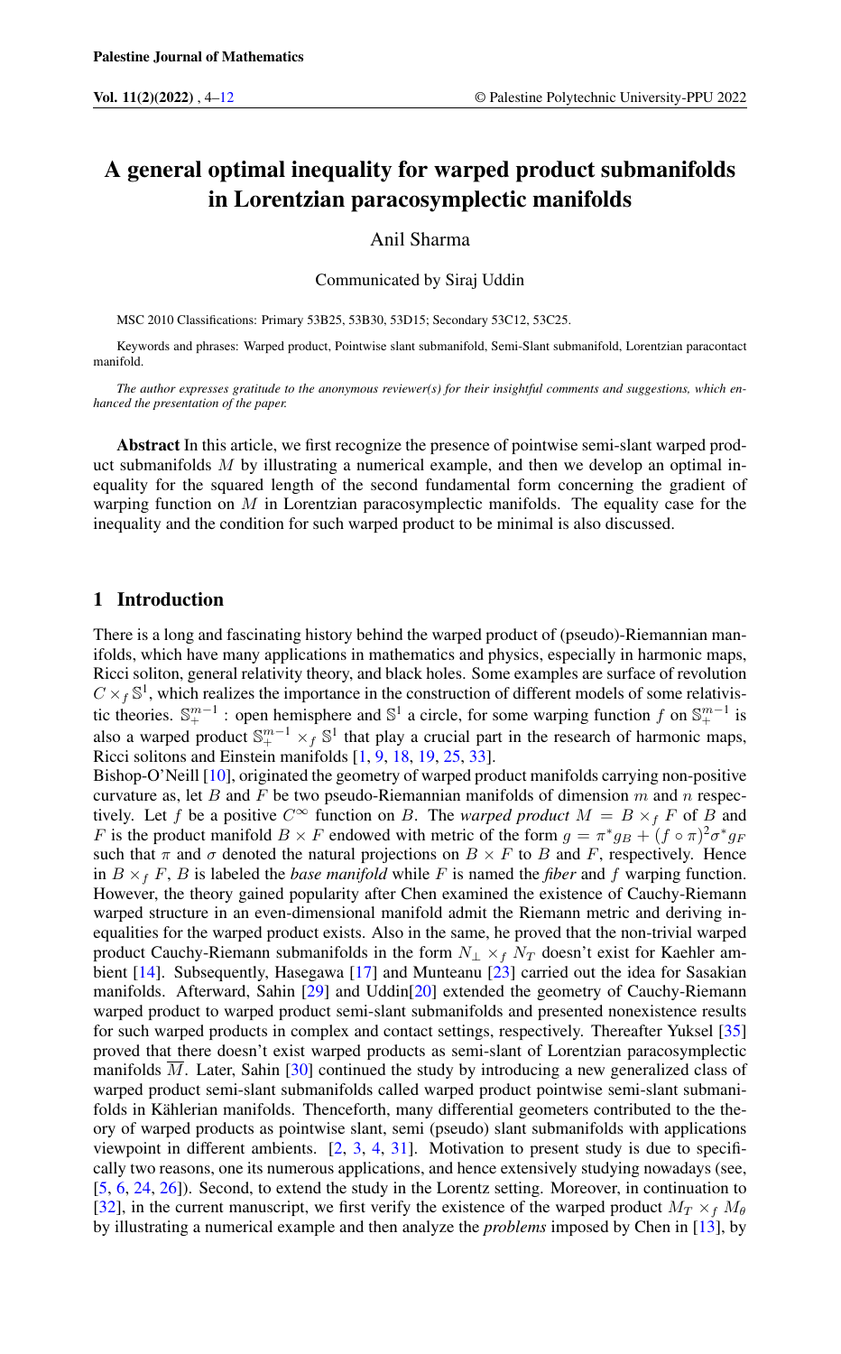# A general optimal inequality for warped product submanifolds in Lorentzian paracosymplectic manifolds

Anil Sharma

Communicated by Siraj Uddin

MSC 2010 Classifications: Primary 53B25, 53B30, 53D15; Secondary 53C12, 53C25.

Keywords and phrases: Warped product, Pointwise slant submanifold, Semi-Slant submanifold, Lorentzian paracontact manifold.

*The author expresses gratitude to the anonymous reviewer(s) for their insightful comments and suggestions, which enhanced the presentation of the paper.*

**Abstract** In this article, we first recognize the presence of pointwise semi-slant warped product submanifolds $M$ by illustrating a numerical example, and then we develop an optimal inequality for the squared length of the second fundamental form concerning the gradient of warping function on $M$ in Lorentzian paracosymplectic manifolds. The equality case for the inequality and the condition for such warped product to be minimal is also discussed.

## 1 Introduction

There is a long and fascinating history behind the warped product of (pseudo)-Riemannian manifolds, which have many applications in mathematics and physics, especially in harmonic maps, Ricci soliton, general relativity theory, and black holes. Some examples are surface of revolution $C \times_f \mathbb{S}^1$, which realizes the importance in the construction of different models of some relativistic theories. $\mathbb{S}^{m-1}_+$ : open hemisphere and $\mathbb{S}^1$ a circle, for some warping function $f$ on $\mathbb{S}^{m-1}_+$ is also a warped product $\mathbb{S}^{m-1}_+ \times_f \mathbb{S}^1$ that play a crucial part in the research of harmonic maps, Ricci solitons and Einstein manifolds [1, 9, 18, 19, 25, 33].

Bishop-O'Neill [10], originated the geometry of warped product manifolds carrying non-positive curvature as, let $B$ and $F$ be two pseudo-Riemannian manifolds of dimension $m$ and $n$ respectively. Let $f$ be a positive $C^\infty$ function on $B$. The *warped product* $M = B \times_f F$ of $B$ and $F$ is the product manifold $B \times F$ endowed with metric of the form $g = \pi^* g_B + (f \circ \pi)^2 \sigma^* g_F$ such that $\pi$ and $\sigma$ denoted the natural projections on $B \times F$ to $B$ and $F$, respectively. Hence in $B \times_f F$, $B$ is labeled the *base manifold* while $F$ is named the *fiber* and $f$ warping function. However, the theory gained popularity after Chen examined the existence of Cauchy-Riemann warped structure in an even-dimensional manifold admit the Riemann metric and deriving inequalities for the warped product exists. Also in the same, he proved that the non-trivial warped product Cauchy-Riemann submanifolds in the form $N_\perp \times_f N_T$ doesn't exist for Kaehler ambient [14]. Subsequently, Hasegawa [17] and Munteanu [23] carried out the idea for Sasakian manifolds. Afterward, Sahin [29] and Uddin[20] extended the geometry of Cauchy-Riemann warped product to warped product semi-slant submanifolds and presented nonexistence results for such warped products in complex and contact settings, respectively. Thereafter Yuksel [35] proved that there doesn't exist warped products as semi-slant of Lorentzian paracosymplectic manifolds $\overline{M}$. Later, Sahin [30] continued the study by introducing a new generalized class of warped product semi-slant submanifolds called warped product pointwise semi-slant submanifolds in Kählerian manifolds. Thenceforth, many differential geometers contributed to the theory of warped products as pointwise slant, semi (pseudo) slant submanifolds with applications viewpoint in different ambients. [2, 3, 4, 31]. Motivation to present study is due to specifically two reasons, one its numerous applications, and hence extensively studying nowadays (see, [5, 6, 24, 26]). Second, to extend the study in the Lorentz setting. Moreover, in continuation to [32], in the current manuscript, we first verify the existence of the warped product $M_T \times_f M_\theta$ by illustrating a numerical example and then analyze the *problems* imposed by Chen in [13], by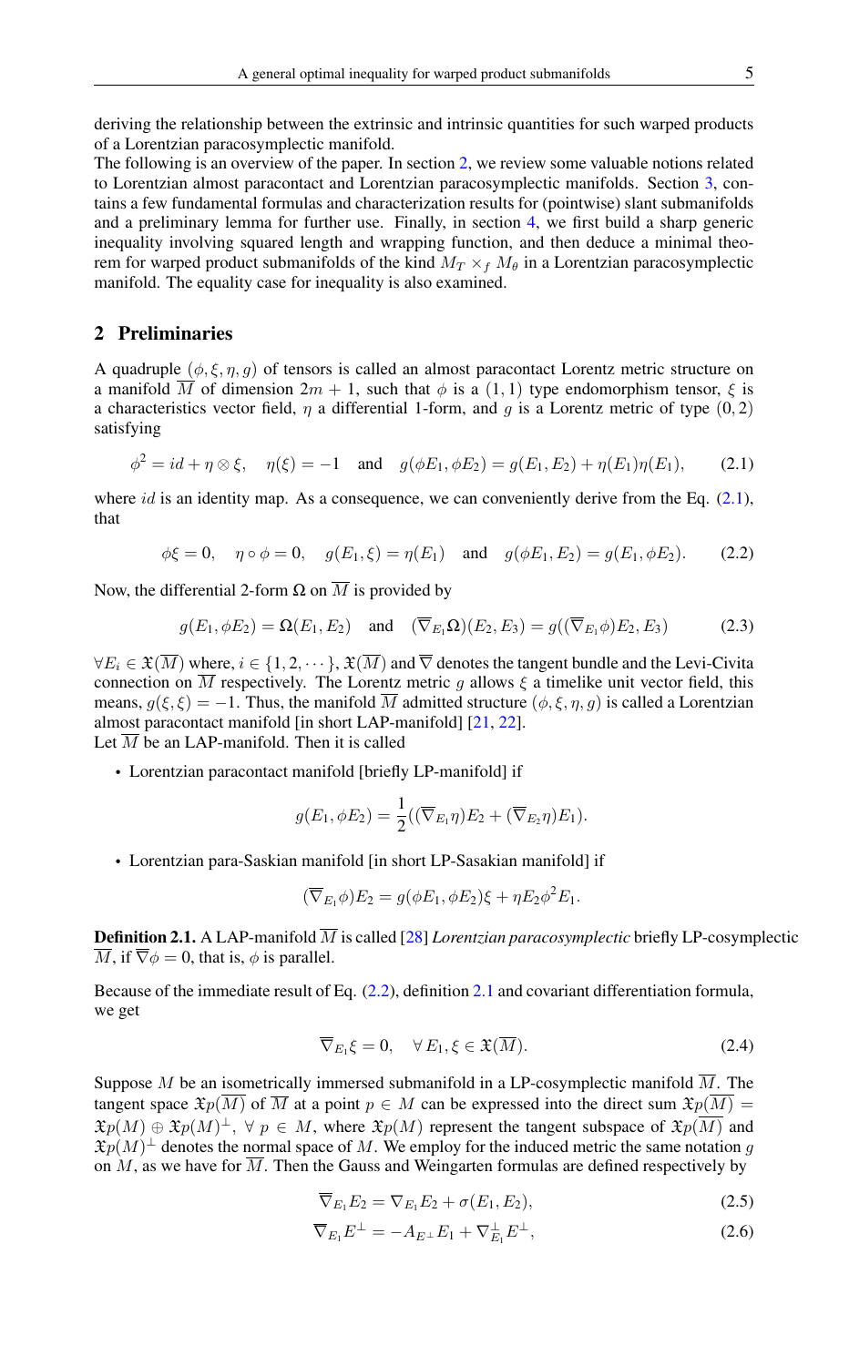deriving the relationship between the extrinsic and intrinsic quantities for such warped products of a Lorentzian paracosymplectic manifold.
The following is an overview of the paper. In section 2, we review some valuable notions related to Lorentzian almost paracontact and Lorentzian paracosymplectic manifolds. Section 3, contains a few fundamental formulas and characterization results for (pointwise) slant submanifolds and a preliminary lemma for further use. Finally, in section 4, we first build a sharp generic inequality involving squared length and wrapping function, and then deduce a minimal theorem for warped product submanifolds of the kind $M_T \times_f M_\theta$ in a Lorentzian paracosymplectic manifold. The equality case for inequality is also examined.

## 2 Preliminaries

A quadruple $(\phi, \xi, \eta, g)$ of tensors is called an almost paracontact Lorentz metric structure on a manifold $\overline{M}$ of dimension $2m+1$, such that $\phi$ is a $(1,1)$ type endomorphism tensor, $\xi$ is a characteristics vector field, $\eta$ a differential 1-form, and $g$ is a Lorentz metric of type $(0,2)$ satisfying

$$\phi^2 = id + \eta \otimes \xi, \quad \eta(\xi) = -1 \quad \text{and} \quad g(\phi E_1, \phi E_2) = g(E_1, E_2) + \eta(E_1)\eta(E_1), \tag{2.1}$$

where $id$ is an identity map. As a consequence, we can conveniently derive from the Eq. (2.1), that

$$\phi\xi = 0, \quad \eta \circ \phi = 0, \quad g(E_1, \xi) = \eta(E_1) \quad \text{and} \quad g(\phi E_1, E_2) = g(E_1, \phi E_2). \tag{2.2}$$

Now, the differential 2-form $\Omega$ on $\overline{M}$ is provided by

$$g(E_1, \phi E_2) = \Omega(E_1, E_2) \quad \text{and} \quad (\overline{\nabla}_{E_1}\Omega)(E_2, E_3) = g((\overline{\nabla}_{E_1}\phi)E_2, E_3) \tag{2.3}$$

$\forall E_i \in \mathfrak{X}(\overline{M})$ where, $i \in \{1, 2, \cdots\}$, $\mathfrak{X}(\overline{M})$ and $\overline{\nabla}$ denotes the tangent bundle and the Levi-Civita connection on $\overline{M}$ respectively. The Lorentz metric $g$ allows $\xi$ a timelike unit vector field, this means, $g(\xi, \xi) = -1$. Thus, the manifold $\overline{M}$ admitted structure $(\phi, \xi, \eta, g)$ is called a Lorentzian almost paracontact manifold [in short LAP-manifold] [21, 22].
Let $\overline{M}$ be an LAP-manifold. Then it is called

- Lorentzian paracontact manifold [briefly LP-manifold] if

$$g(E_1, \phi E_2) = \frac{1}{2}((\overline{\nabla}_{E_1}\eta)E_2 + (\overline{\nabla}_{E_2}\eta)E_1).$$

- Lorentzian para-Saskian manifold [in short LP-Sasakian manifold] if

$$(\overline{\nabla}_{E_1}\phi)E_2 = g(\phi E_1, \phi E_2)\xi + \eta E_2 \phi^2 E_1.$$

**Definition 2.1.** A LAP-manifold $\overline{M}$ is called [28] *Lorentzian paracosymplectic* briefly LP-cosymplectic $\overline{M}$, if $\overline{\nabla}\phi = 0$, that is, $\phi$ is parallel.

Because of the immediate result of Eq. (2.2), definition 2.1 and covariant differentiation formula, we get

$$\overline{\nabla}_{E_1}\xi = 0, \quad \forall\, E_1, \xi \in \mathfrak{X}(\overline{M}). \tag{2.4}$$

Suppose $M$ be an isometrically immersed submanifold in a LP-cosymplectic manifold $\overline{M}$. The tangent space $\mathfrak{X}p(\overline{M})$ of $\overline{M}$ at a point $p \in M$ can be expressed into the direct sum $\mathfrak{X}p(\overline{M}) = \mathfrak{X}p(M) \oplus \mathfrak{X}p(M)^\perp$, $\forall\, p \in M$, where $\mathfrak{X}p(M)$ represent the tangent subspace of $\mathfrak{X}p(\overline{M})$ and $\mathfrak{X}p(M)^\perp$ denotes the normal space of $M$. We employ for the induced metric the same notation $g$ on $M$, as we have for $\overline{M}$. Then the Gauss and Weingarten formulas are defined respectively by

$$\overline{\nabla}_{E_1}E_2 = \nabla_{E_1}E_2 + \sigma(E_1, E_2), \tag{2.5}$$

$$\overline{\nabla}_{E_1}E^\perp = -A_{E^\perp}E_1 + \nabla^\perp_{E_1}E^\perp, \tag{2.6}$$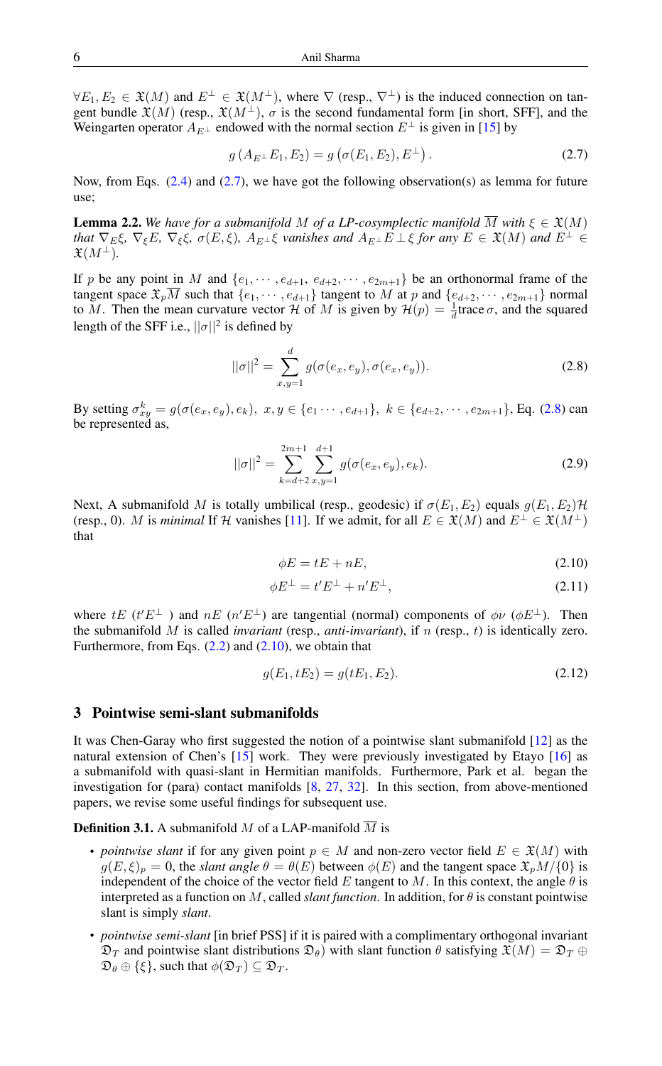$\forall E_1, E_2 \in \mathfrak{X}(M)$ and $E^\perp \in \mathfrak{X}(M^\perp)$, where $\nabla$ (resp., $\nabla^\perp$) is the induced connection on tangent bundle $\mathfrak{X}(M)$ (resp., $\mathfrak{X}(M^\perp)$, $\sigma$ is the second fundamental form [in short, SFF], and the Weingarten operator $A_{E^\perp}$ endowed with the normal section $E^\perp$ is given in [15] by

$$g\left(A_{E^\perp}E_1, E_2\right) = g\left(\sigma(E_1, E_2), E^\perp\right). \tag{2.7}$$

Now, from Eqs. (2.4) and (2.7), we have got the following observation(s) as lemma for future use;

**Lemma 2.2.** *We have for a submanifold $M$ of a LP-cosymplectic manifold $\overline{M}$ with $\xi \in \mathfrak{X}(M)$ that $\nabla_E \xi$, $\nabla_\xi E$, $\nabla_\xi \xi$, $\sigma(E, \xi)$, $A_{E^\perp}\xi$ vanishes and $A_{E^\perp}E \perp \xi$ for any $E \in \mathfrak{X}(M)$ and $E^\perp \in \mathfrak{X}(M^\perp)$.*

If $p$ be any point in $M$ and $\{e_1, \cdots, e_{d+1}, e_{d+2}, \cdots, e_{2m+1}\}$ be an orthonormal frame of the tangent space $\mathfrak{X}_p\overline{M}$ such that $\{e_1, \cdots, e_{d+1}\}$ tangent to $M$ at $p$ and $\{e_{d+2}, \cdots, e_{2m+1}\}$ normal to $M$. Then the mean curvature vector $\mathcal{H}$ of $M$ is given by $\mathcal{H}(p) = \frac{1}{d}\text{trace}\,\sigma$, and the squared length of the SFF i.e., $||\sigma||^2$ is defined by

$$||\sigma||^2 = \sum_{x,y=1}^{d} g(\sigma(e_x, e_y), \sigma(e_x, e_y)). \tag{2.8}$$

By setting $\sigma_{xy}^k = g(\sigma(e_x, e_y), e_k)$, $x, y \in \{e_1 \cdots, e_{d+1}\}$, $k \in \{e_{d+2}, \cdots, e_{2m+1}\}$, Eq. (2.8) can be represented as,

$$||\sigma||^2 = \sum_{k=d+2}^{2m+1} \sum_{x,y=1}^{d+1} g(\sigma(e_x, e_y), e_k). \tag{2.9}$$

Next, A submanifold $M$ is totally umbilical (resp., geodesic) if $\sigma(E_1, E_2)$ equals $g(E_1, E_2)\mathcal{H}$ (resp., 0). $M$ is *minimal* If $\mathcal{H}$ vanishes [11]. If we admit, for all $E \in \mathfrak{X}(M)$ and $E^\perp \in \mathfrak{X}(M^\perp)$ that

$$\phi E = tE + nE, \tag{2.10}$$

$$\phi E^\perp = t'E^\perp + n'E^\perp, \tag{2.11}$$

where $tE$ ($t'E^\perp$ ) and $nE$ ($n'E^\perp$) are tangential (normal) components of $\phi\nu$ ($\phi E^\perp$). Then the submanifold $M$ is called *invariant* (resp., *anti-invariant*), if $n$ (resp., $t$) is identically zero. Furthermore, from Eqs. (2.2) and (2.10), we obtain that

$$g(E_1, tE_2) = g(tE_1, E_2). \tag{2.12}$$

## 3 Pointwise semi-slant submanifolds

It was Chen-Garay who first suggested the notion of a pointwise slant submanifold [12] as the natural extension of Chen's [15] work. They were previously investigated by Etayo [16] as a submanifold with quasi-slant in Hermitian manifolds. Furthermore, Park et al. began the investigation for (para) contact manifolds [8, 27, 32]. In this section, from above-mentioned papers, we revise some useful findings for subsequent use.

**Definition 3.1.** A submanifold $M$ of a LAP-manifold $\overline{M}$ is

- *pointwise slant* if for any given point $p \in M$ and non-zero vector field $E \in \mathfrak{X}(M)$ with $g(E, \xi)_p = 0$, the *slant angle* $\theta = \theta(E)$ between $\phi(E)$ and the tangent space $\mathfrak{X}_pM/\{0\}$ is independent of the choice of the vector field $E$ tangent to $M$. In this context, the angle $\theta$ is interpreted as a function on $M$, called *slant function*. In addition, for $\theta$ is constant pointwise slant is simply *slant*.
- *pointwise semi-slant* [in brief PSS] if it is paired with a complimentary orthogonal invariant $\mathfrak{D}_T$ and pointwise slant distributions $\mathfrak{D}_\theta$) with slant function $\theta$ satisfying $\mathfrak{X}(M) = \mathfrak{D}_T \oplus \mathfrak{D}_\theta \oplus \{\xi\}$, such that $\phi(\mathfrak{D}_T) \subseteq \mathfrak{D}_T$.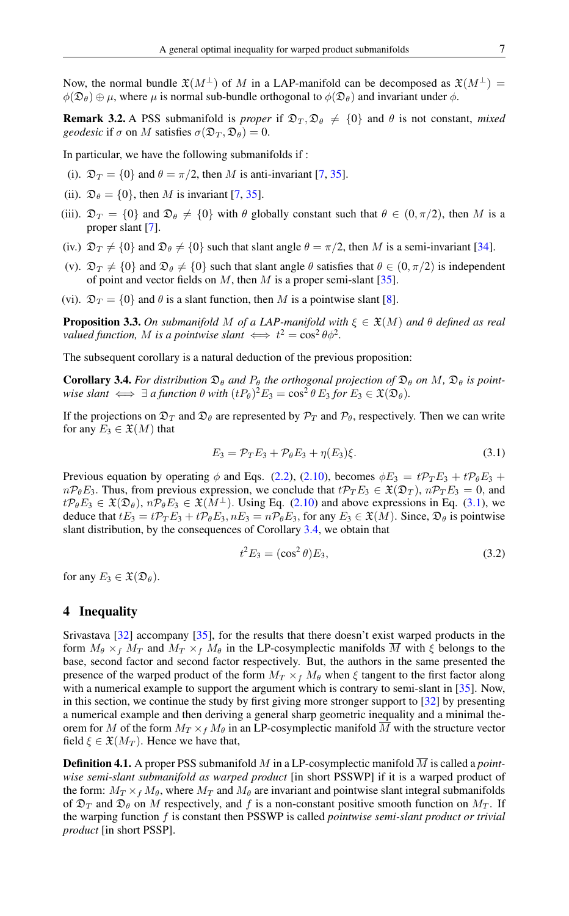Now, the normal bundle $\mathfrak{X}(M^{\perp})$ of $M$ in a LAP-manifold can be decomposed as $\mathfrak{X}(M^{\perp}) = \phi(\mathfrak{D}_\theta) \oplus \mu$, where $\mu$ is normal sub-bundle orthogonal to $\phi(\mathfrak{D}_\theta)$ and invariant under $\phi$.

**Remark 3.2.** A PSS submanifold is *proper* if $\mathfrak{D}_T, \mathfrak{D}_\theta \neq \{0\}$ and $\theta$ is not constant, *mixed geodesic* if $\sigma$ on $M$ satisfies $\sigma(\mathfrak{D}_T, \mathfrak{D}_\theta) = 0$.

In particular, we have the following submanifolds if :

(i). $\mathfrak{D}_T = \{0\}$ and $\theta = \pi/2$, then $M$ is anti-invariant [7, 35].

(ii). $\mathfrak{D}_\theta = \{0\}$, then $M$ is invariant [7, 35].

(iii). $\mathfrak{D}_T = \{0\}$ and $\mathfrak{D}_\theta \neq \{0\}$ with $\theta$ globally constant such that $\theta \in (0, \pi/2)$, then $M$ is a proper slant [7].

(iv.) $\mathfrak{D}_T \neq \{0\}$ and $\mathfrak{D}_\theta \neq \{0\}$ such that slant angle $\theta = \pi/2$, then $M$ is a semi-invariant [34].

(v). $\mathfrak{D}_T \neq \{0\}$ and $\mathfrak{D}_\theta \neq \{0\}$ such that slant angle $\theta$ satisfies that $\theta \in (0, \pi/2)$ is independent of point and vector fields on $M$, then $M$ is a proper semi-slant [35].

(vi). $\mathfrak{D}_T = \{0\}$ and $\theta$ is a slant function, then $M$ is a pointwise slant [8].

**Proposition 3.3.** *On submanifold $M$ of a LAP-manifold with $\xi \in \mathfrak{X}(M)$ and $\theta$ defined as real valued function, $M$ is a pointwise slant $\iff$ $t^2 = \cos^2\theta\phi^2$.*

The subsequent corollary is a natural deduction of the previous proposition:

**Corollary 3.4.** *For distribution $\mathfrak{D}_\theta$ and $P_\theta$ the orthogonal projection of $\mathfrak{D}_\theta$ on $M$, $\mathfrak{D}_\theta$ is pointwise slant $\iff$ $\exists$ a function $\theta$ with $(tP_\theta)^2 E_3 = \cos^2\theta\, E_3$ for $E_3 \in \mathfrak{X}(\mathfrak{D}_\theta)$.*

If the projections on $\mathfrak{D}_T$ and $\mathfrak{D}_\theta$ are represented by $\mathcal{P}_T$ and $\mathcal{P}_\theta$, respectively. Then we can write for any $E_3 \in \mathfrak{X}(M)$ that

$$E_3 = \mathcal{P}_T E_3 + \mathcal{P}_\theta E_3 + \eta(E_3)\xi. \tag{3.1}$$

Previous equation by operating $\phi$ and Eqs. (2.2), (2.10), becomes $\phi E_3 = t\mathcal{P}_T E_3 + t\mathcal{P}_\theta E_3 + n\mathcal{P}_\theta E_3$. Thus, from previous expression, we conclude that $t\mathcal{P}_T E_3 \in \mathfrak{X}(\mathfrak{D}_T)$, $n\mathcal{P}_T E_3 = 0$, and $t\mathcal{P}_\theta E_3 \in \mathfrak{X}(\mathfrak{D}_\theta)$, $n\mathcal{P}_\theta E_3 \in \mathfrak{X}(M^{\perp})$. Using Eq. (2.10) and above expressions in Eq. (3.1), we deduce that $tE_3 = t\mathcal{P}_T E_3 + t\mathcal{P}_\theta E_3, nE_3 = n\mathcal{P}_\theta E_3$, for any $E_3 \in \mathfrak{X}(M)$. Since, $\mathfrak{D}_\theta$ is pointwise slant distribution, by the consequences of Corollary 3.4, we obtain that

$$t^2 E_3 = (\cos^2\theta)E_3, \tag{3.2}$$

for any $E_3 \in \mathfrak{X}(\mathfrak{D}_\theta)$.

## 4 Inequality

Srivastava [32] accompany [35], for the results that there doesn't exist warped products in the form $M_\theta \times_f M_T$ and $M_T \times_f M_\theta$ in the LP-cosymplectic manifolds $\overline{M}$ with $\xi$ belongs to the base, second factor and second factor respectively. But, the authors in the same presented the presence of the warped product of the form $M_T \times_f M_\theta$ when $\xi$ tangent to the first factor along with a numerical example to support the argument which is contrary to semi-slant in [35]. Now, in this section, we continue the study by first giving more stronger support to [32] by presenting a numerical example and then deriving a general sharp geometric inequality and a minimal theorem for $M$ of the form $M_T \times_f M_\theta$ in an LP-cosymplectic manifold $\overline{M}$ with the structure vector field $\xi \in \mathfrak{X}(M_T)$. Hence we have that,

**Definition 4.1.** A proper PSS submanifold $M$ in a LP-cosymplectic manifold $\overline{M}$ is called a *pointwise semi-slant submanifold as warped product* [in short PSSWP] if it is a warped product of the form: $M_T \times_f M_\theta$, where $M_T$ and $M_\theta$ are invariant and pointwise slant integral submanifolds of $\mathfrak{D}_T$ and $\mathfrak{D}_\theta$ on $M$ respectively, and $f$ is a non-constant positive smooth function on $M_T$. If the warping function $f$ is constant then PSSWP is called *pointwise semi-slant product or trivial product* [in short PSSP].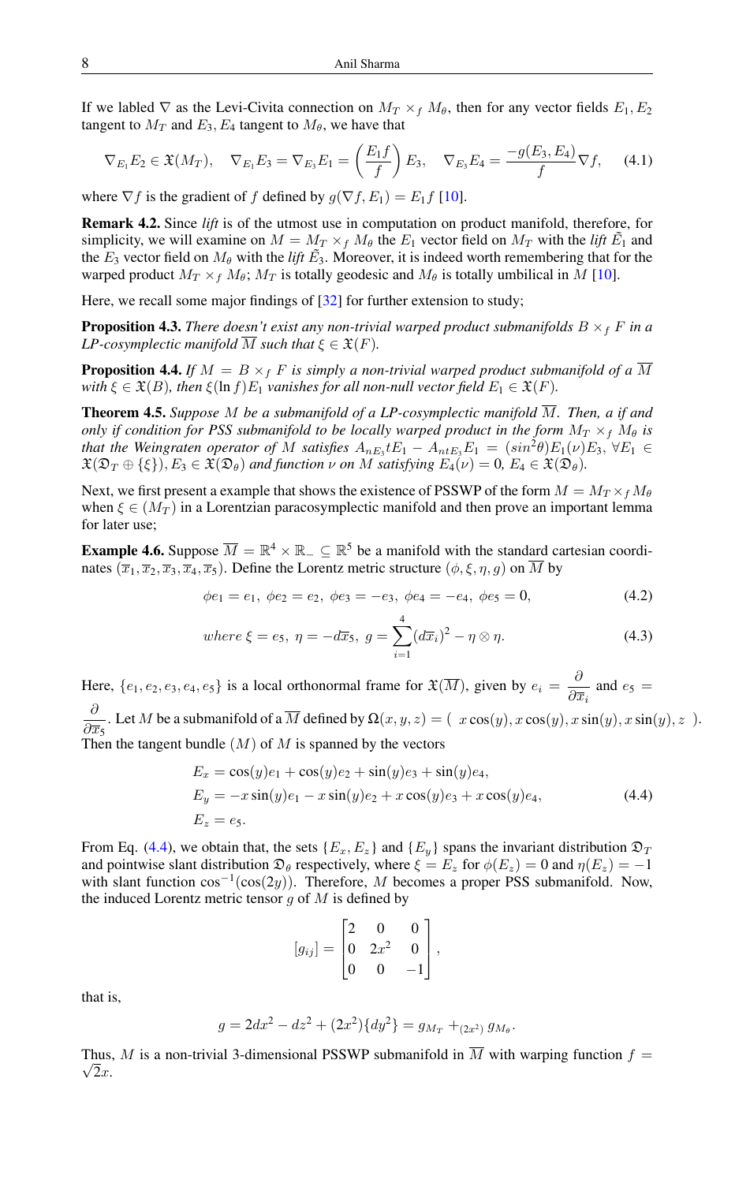If we labled $\nabla$ as the Levi-Civita connection on $M_T \times_f M_\theta$, then for any vector fields $E_1, E_2$ tangent to $M_T$ and $E_3, E_4$ tangent to $M_\theta$, we have that

$$\nabla_{E_1} E_2 \in \mathfrak{X}(M_T), \quad \nabla_{E_1} E_3 = \nabla_{E_3} E_1 = \left(\frac{E_1 f}{f}\right) E_3, \quad \nabla_{E_3} E_4 = \frac{-g(E_3, E_4)}{f} \nabla f, \tag{4.1}$$

where $\nabla f$ is the gradient of $f$ defined by $g(\nabla f, E_1) = E_1 f$ [10].

**Remark 4.2.** Since *lift* is of the utmost use in computation on product manifold, therefore, for simplicity, we will examine on $M = M_T \times_f M_\theta$ the $E_1$ vector field on $M_T$ with the *lift* $\tilde{E}_1$ and the $E_3$ vector field on $M_\theta$ with the *lift* $\tilde{E}_3$. Moreover, it is indeed worth remembering that for the warped product $M_T \times_f M_\theta$; $M_T$ is totally geodesic and $M_\theta$ is totally umbilical in $M$ [10].

Here, we recall some major findings of [32] for further extension to study;

**Proposition 4.3.** *There doesn't exist any non-trivial warped product submanifolds $B \times_f F$ in a LP-cosymplectic manifold $\overline{M}$ such that $\xi \in \mathfrak{X}(F)$.*

**Proposition 4.4.** *If $M = B \times_f F$ is simply a non-trivial warped product submanifold of a $\overline{M}$ with $\xi \in \mathfrak{X}(B)$, then $\xi(\ln f) E_1$ vanishes for all non-null vector field $E_1 \in \mathfrak{X}(F)$.*

**Theorem 4.5.** *Suppose $M$ be a submanifold of a LP-cosymplectic manifold $\overline{M}$. Then, a if and only if condition for PSS submanifold to be locally warped product in the form $M_T \times_f M_\theta$ is that the Weingraten operator of $M$ satisfies $A_{nE_3} tE_1 - A_{ntE_3} E_1 = (sin^2\theta) E_1(\nu) E_3$, $\forall E_1 \in \mathfrak{X}(\mathfrak{D}_T \oplus \{\xi\})$, $E_3 \in \mathfrak{X}(\mathfrak{D}_\theta)$ and function $\nu$ on $M$ satisfying $E_4(\nu) = 0$, $E_4 \in \mathfrak{X}(\mathfrak{D}_\theta)$.*

Next, we first present a example that shows the existence of PSSWP of the form $M = M_T \times_f M_\theta$ when $\xi \in (M_T)$ in a Lorentzian paracosymplectic manifold and then prove an important lemma for later use;

**Example 4.6.** Suppose $\overline{M} = \mathbb{R}^4 \times \mathbb{R}_- \subseteq \mathbb{R}^5$ be a manifold with the standard cartesian coordinates $(\overline{x}_1, \overline{x}_2, \overline{x}_3, \overline{x}_4, \overline{x}_5)$. Define the Lorentz metric structure $(\phi, \xi, \eta, g)$ on $\overline{M}$ by

$$\phi e_1 = e_1,\ \phi e_2 = e_2,\ \phi e_3 = -e_3,\ \phi e_4 = -e_4,\ \phi e_5 = 0, \tag{4.2}$$

$$where\ \xi = e_5,\ \eta = -d\overline{x}_5,\ g = \sum_{i=1}^{4} (d\overline{x}_i)^2 - \eta \otimes \eta. \tag{4.3}$$

Here, $\{e_1, e_2, e_3, e_4, e_5\}$ is a local orthonormal frame for $\mathfrak{X}(\overline{M})$, given by $e_i = \dfrac{\partial}{\partial \overline{x}_i}$ and $e_5 = \dfrac{\partial}{\partial \overline{x}_5}$. Let $M$ be a submanifold of a $\overline{M}$ defined by $\Omega(x, y, z) = (\ x\cos(y), x\cos(y), x\sin(y), x\sin(y), z\ )$. Then the tangent bundle $(M)$ of $M$ is spanned by the vectors

$$\begin{aligned}
E_x &= \cos(y) e_1 + \cos(y) e_2 + \sin(y) e_3 + \sin(y) e_4, \\
E_y &= -x\sin(y) e_1 - x\sin(y) e_2 + x\cos(y) e_3 + x\cos(y) e_4, \\
E_z &= e_5.
\end{aligned} \tag{4.4}$$

From Eq. (4.4), we obtain that, the sets $\{E_x, E_z\}$ and $\{E_y\}$ spans the invariant distribution $\mathfrak{D}_T$ and pointwise slant distribution $\mathfrak{D}_\theta$ respectively, where $\xi = E_z$ for $\phi(E_z) = 0$ and $\eta(E_z) = -1$ with slant function $\cos^{-1}(\cos(2y))$. Therefore, $M$ becomes a proper PSS submanifold. Now, the induced Lorentz metric tensor $g$ of $M$ is defined by

$$[g_{ij}] = \begin{bmatrix} 2 & 0 & 0 \\ 0 & 2x^2 & 0 \\ 0 & 0 & -1 \end{bmatrix},$$

that is,

$$g = 2dx^2 - dz^2 + (2x^2)\{dy^2\} = g_{M_T} +_{(2x^2)} g_{M_\theta}.$$

Thus, $M$ is a non-trivial 3-dimensional PSSWP submanifold in $\overline{M}$ with warping function $f = \sqrt{2}x$.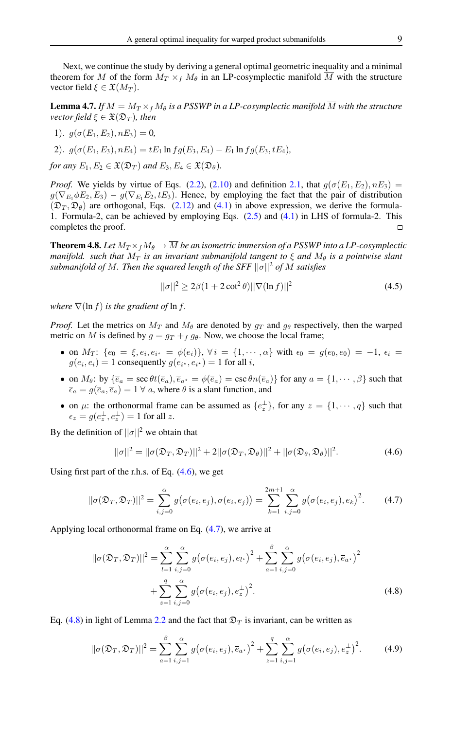Next, we continue the study by deriving a general optimal geometric inequality and a minimal theorem for $M$ of the form $M_T \times_f M_\theta$ in an LP-cosymplectic manifold $\overline{M}$ with the structure vector field $\xi \in \mathfrak{X}(M_T)$.

**Lemma 4.7.** *If $M = M_T \times_f M_\theta$ is a PSSWP in a LP-cosymplectic manifold $\overline{M}$ with the structure vector field $\xi \in \mathfrak{X}(\mathfrak{D}_T)$, then*

1). $g(\sigma(E_1, E_2), nE_3) = 0$,

2). $g(\sigma(E_1, E_3), nE_4) = tE_1 \ln f g(E_3, E_4) - E_1 \ln f g(E_3, tE_4)$,

*for any $E_1, E_2 \in \mathfrak{X}(\mathfrak{D}_T)$ and $E_3, E_4 \in \mathfrak{X}(\mathfrak{D}_\theta)$.*

*Proof.* We yields by virtue of Eqs. (2.2), (2.10) and definition 2.1, that $g(\sigma(E_1, E_2), nE_3) = g(\overline{\nabla}_{E_1}\phi E_2, E_3) - g(\overline{\nabla}_{E_1}E_2, tE_3)$. Hence, by employing the fact that the pair of distribution $(\mathfrak{D}_T, \mathfrak{D}_\theta)$ are orthogonal, Eqs. (2.12) and (4.1) in above expression, we derive the formula-1. Formula-2, can be achieved by employing Eqs. (2.5) and (4.1) in LHS of formula-2. This completes the proof. ◻

**Theorem 4.8.** *Let $M_T \times_f M_\theta \to \overline{M}$ be an isometric immersion of a PSSWP into a LP-cosymplectic manifold. such that $M_T$ is an invariant submanifold tangent to $\xi$ and $M_\theta$ is a pointwise slant submanifold of $M$. Then the squared length of the SFF $||\sigma||^2$ of $M$ satisfies*

$$||\sigma||^2 \geq 2\beta(1 + 2\cot^2\theta)||\nabla(\ln f)||^2 \tag{4.5}$$

*where $\nabla(\ln f)$ is the gradient of $\ln f$.*

*Proof.* Let the metrics on $M_T$ and $M_\theta$ are denoted by $g_T$ and $g_\theta$ respectively, then the warped metric on $M$ is defined by $g = g_T +_f g_\theta$. Now, we choose the local frame;

- on $M_T$: $\{e_0 = \xi, e_i, e_{i^\star} = \phi(e_i)\}$, $\forall\, i = \{1, \cdots, \alpha\}$ with $\epsilon_0 = g(e_0, e_0) = -1$, $\epsilon_i = g(e_i, e_i) = 1$ consequently $g(e_{i^\star}, e_{i^\star}) = 1$ for all $i$,
- on $M_\theta$: by $\{\overline{e}_a = \sec\theta t(\overline{e}_a), \overline{e}_{a^\star} = \phi(\overline{e}_a) = \csc\theta n(\overline{e}_a)\}$ for any $a = \{1, \cdots, \beta\}$ such that $\overline{\epsilon}_a = g(\overline{e}_a, \overline{e}_a) = 1\ \forall\, a$, where $\theta$ is a slant function, and
- on $\mu$: the orthonormal frame can be assumed as $\{e_z^\perp\}$, for any $z = \{1, \cdots, q\}$ such that $\epsilon_z = g(e_z^\perp, e_z^\perp) = 1$ for all $z$.

By the definition of $||\sigma||^2$ we obtain that

$$||\sigma||^2 = ||\sigma(\mathfrak{D}_T, \mathfrak{D}_T)||^2 + 2||\sigma(\mathfrak{D}_T, \mathfrak{D}_\theta)||^2 + ||\sigma(\mathfrak{D}_\theta, \mathfrak{D}_\theta)||^2. \tag{4.6}$$

Using first part of the r.h.s. of Eq. (4.6), we get

$$||\sigma(\mathfrak{D}_T, \mathfrak{D}_T)||^2 = \sum_{i,j=0}^{\alpha} g\big(\sigma(e_i, e_j), \sigma(e_i, e_j)\big) = \sum_{k=1}^{2m+1}\sum_{i,j=0}^{\alpha} g\big(\sigma(e_i, e_j), e_k\big)^2. \tag{4.7}$$

Applying local orthonormal frame on Eq. (4.7), we arrive at

$$\begin{aligned}||\sigma(\mathfrak{D}_T, \mathfrak{D}_T)||^2 = &\sum_{l=1}^{\alpha}\sum_{i,j=0}^{\alpha} g\big(\sigma(e_i, e_j), e_{l^\star}\big)^2 + \sum_{a=1}^{\beta}\sum_{i,j=0}^{\alpha} g\big(\sigma(e_i, e_j), \overline{e}_{a^\star}\big)^2\\ &+ \sum_{z=1}^{q}\sum_{i,j=0}^{\alpha} g\big(\sigma(e_i, e_j), e_z^\perp\big)^2.\end{aligned} \tag{4.8}$$

Eq. (4.8) in light of Lemma 2.2 and the fact that $\mathfrak{D}_T$ is invariant, can be written as

$$||\sigma(\mathfrak{D}_T, \mathfrak{D}_T)||^2 = \sum_{a=1}^{\beta}\sum_{i,j=1}^{\alpha} g\big(\sigma(e_i, e_j), \overline{e}_{a^\star}\big)^2 + \sum_{z=1}^{q}\sum_{i,j=1}^{\alpha} g\big(\sigma(e_i, e_j), e_z^\perp\big)^2. \tag{4.9}$$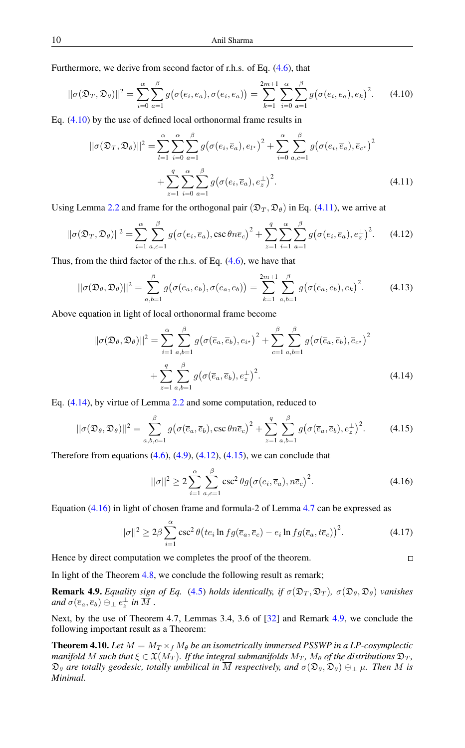Furthermore, we derive from second factor of r.h.s. of Eq. (4.6), that

$$||\sigma(\mathfrak{D}_T, \mathfrak{D}_\theta)||^2 = \sum_{i=0}^{\alpha}\sum_{a=1}^{\beta} g\big(\sigma(e_i, \overline{e}_a), \sigma(e_i, \overline{e}_a)\big) = \sum_{k=1}^{2m+1}\sum_{i=0}^{\alpha}\sum_{a=1}^{\beta} g\big(\sigma(e_i, \overline{e}_a), e_k\big)^2. \tag{4.10}$$

Eq. (4.10) by the use of defined local orthonormal frame results in

$$\begin{aligned}||\sigma(\mathfrak{D}_T, \mathfrak{D}_\theta)||^2 =& \sum_{l=1}^{\alpha}\sum_{i=0}^{\alpha}\sum_{a=1}^{\beta} g\big(\sigma(e_i, \overline{e}_a), e_{l^\star}\big)^2 + \sum_{i=0}^{\alpha}\sum_{a,c=1}^{\beta} g\big(\sigma(e_i, \overline{e}_a), \overline{e}_{c^\star}\big)^2 \\ &+ \sum_{z=1}^{q}\sum_{i=0}^{\alpha}\sum_{a=1}^{\beta} g\big(\sigma(e_i, \overline{e}_a), e_z^\perp\big)^2.\end{aligned} \tag{4.11}$$

Using Lemma 2.2 and frame for the orthogonal pair $(\mathfrak{D}_T, \mathfrak{D}_\theta)$ in Eq. (4.11), we arrive at

$$||\sigma(\mathfrak{D}_T, \mathfrak{D}_\theta)||^2 = \sum_{i=1}^{\alpha}\sum_{a,c=1}^{\beta} g\big(\sigma(e_i, \overline{e}_a), \csc\theta n\overline{e}_c\big)^2 + \sum_{z=1}^{q}\sum_{i=1}^{\alpha}\sum_{a=1}^{\beta} g\big(\sigma(e_i, \overline{e}_a), e_z^\perp\big)^2. \tag{4.12}$$

Thus, from the third factor of the r.h.s. of Eq. (4.6), we have that

$$||\sigma(\mathfrak{D}_\theta, \mathfrak{D}_\theta)||^2 = \sum_{a,b=1}^{\beta} g\big(\sigma(\overline{e}_a, \overline{e}_b), \sigma(\overline{e}_a, \overline{e}_b)\big) = \sum_{k=1}^{2m+1}\sum_{a,b=1}^{\beta} g\big(\sigma(\overline{e}_a, \overline{e}_b), e_k\big)^2. \tag{4.13}$$

Above equation in light of local orthonormal frame become

$$\begin{aligned}||\sigma(\mathfrak{D}_\theta, \mathfrak{D}_\theta)||^2 =& \sum_{i=1}^{\alpha}\sum_{a,b=1}^{\beta} g\big(\sigma(\overline{e}_a, \overline{e}_b), e_{i^\star}\big)^2 + \sum_{c=1}^{\beta}\sum_{a,b=1}^{\beta} g\big(\sigma(\overline{e}_a, \overline{e}_b), \overline{e}_{c^\star}\big)^2 \\ &+ \sum_{z=1}^{q}\sum_{a,b=1}^{\beta} g\big(\sigma(\overline{e}_a, \overline{e}_b), e_z^\perp\big)^2.\end{aligned} \tag{4.14}$$

Eq. (4.14), by virtue of Lemma 2.2 and some computation, reduced to

$$||\sigma(\mathfrak{D}_\theta, \mathfrak{D}_\theta)||^2 = \sum_{a,b,c=1}^{\beta} g\big(\sigma(\overline{e}_a, \overline{e}_b), \csc\theta n\overline{e}_c\big)^2 + \sum_{z=1}^{q}\sum_{a,b=1}^{\beta} g\big(\sigma(\overline{e}_a, \overline{e}_b), e_z^\perp\big)^2. \tag{4.15}$$

Therefore from equations (4.6), (4.9), (4.12), (4.15), we can conclude that

$$||\sigma||^2 \geq 2\sum_{i=1}^{\alpha}\sum_{a,c=1}^{\beta} \csc^2\theta g\big(\sigma(e_i, \overline{e}_a), n\overline{e}_c\big)^2. \tag{4.16}$$

Equation (4.16) in light of chosen frame and formula-2 of Lemma 4.7 can be expressed as

$$||\sigma||^2 \geq 2\beta\sum_{i=1}^{\alpha} \csc^2\theta\big(te_i \ln fg(\overline{e}_a, \overline{e}_c) - e_i \ln fg(\overline{e}_a, t\overline{e}_c)\big)^2. \tag{4.17}$$

Hence by direct computation we completes the proof of the theorem. □

In light of the Theorem 4.8, we conclude the following result as remark;

**Remark 4.9.** *Equality sign of Eq. (4.5) holds identically, if $\sigma(\mathfrak{D}_T, \mathfrak{D}_T)$, $\sigma(\mathfrak{D}_\theta, \mathfrak{D}_\theta)$ vanishes and $\sigma(\overline{e}_a, \overline{e}_b) \oplus_\perp e_z^\perp$ in $\overline{M}$ .*

Next, by the use of Theorem 4.7, Lemmas 3.4, 3.6 of [32] and Remark 4.9, we conclude the following important result as a Theorem:

**Theorem 4.10.** *Let $M = M_T \times_f M_\theta$ be an isometrically immersed PSSWP in a LP-cosymplectic manifold $\overline{M}$ such that $\xi \in \mathfrak{X}(M_T)$. If the integral submanifolds $M_T$, $M_\theta$ of the distributions $\mathfrak{D}_T$, $\mathfrak{D}_\theta$ are totally geodesic, totally umbilical in $\overline{M}$ respectively, and $\sigma(\mathfrak{D}_\theta, \mathfrak{D}_\theta) \oplus_\perp \mu$. Then $M$ is Minimal.*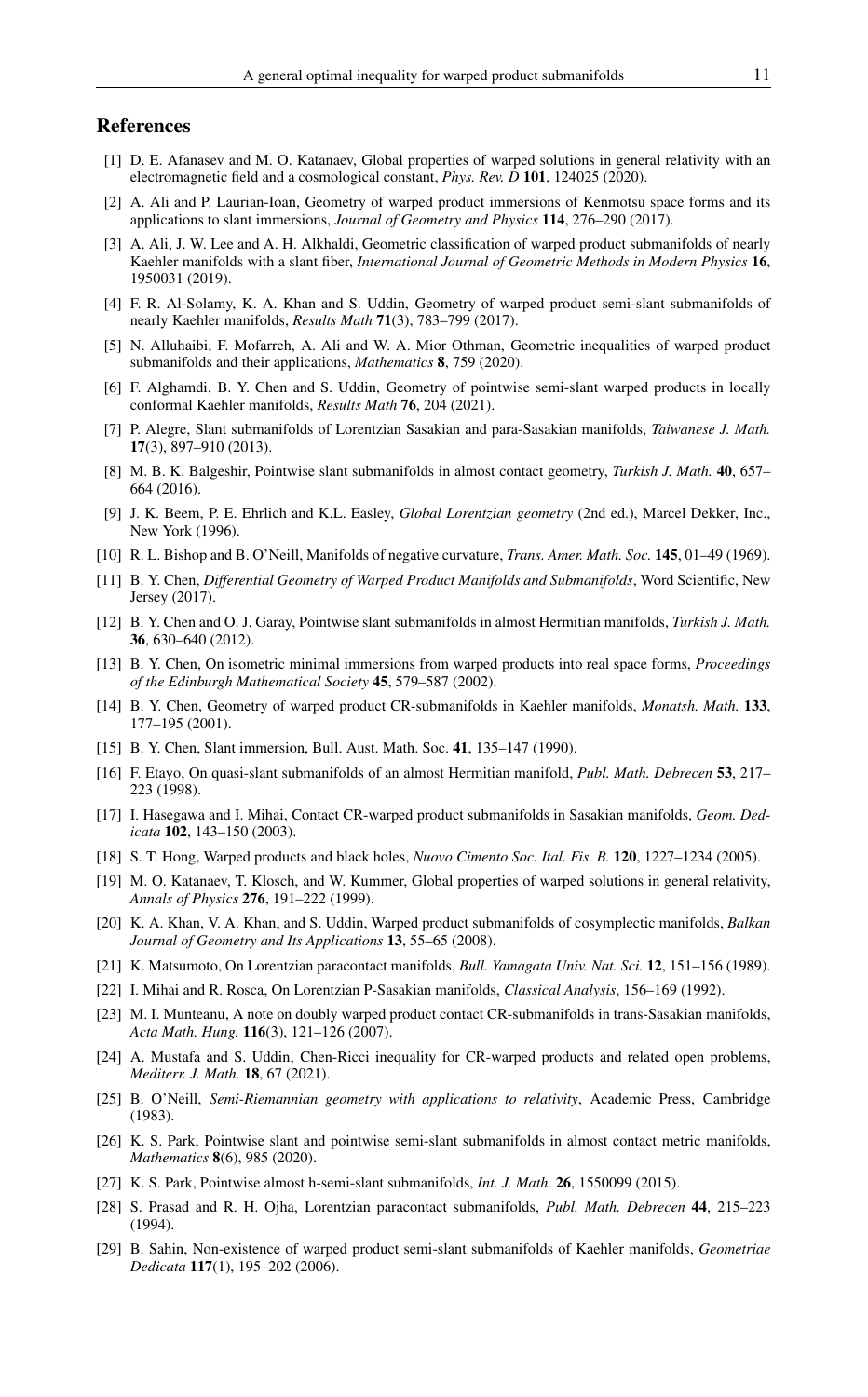## References

[1] D. E. Afanasev and M. O. Katanaev, Global properties of warped solutions in general relativity with an electromagnetic field and a cosmological constant, *Phys. Rev. D* **101**, 124025 (2020).

[2] A. Ali and P. Laurian-Ioan, Geometry of warped product immersions of Kenmotsu space forms and its applications to slant immersions, *Journal of Geometry and Physics* **114**, 276–290 (2017).

[3] A. Ali, J. W. Lee and A. H. Alkhaldi, Geometric classification of warped product submanifolds of nearly Kaehler manifolds with a slant fiber, *International Journal of Geometric Methods in Modern Physics* **16**, 1950031 (2019).

[4] F. R. Al-Solamy, K. A. Khan and S. Uddin, Geometry of warped product semi-slant submanifolds of nearly Kaehler manifolds, *Results Math* **71**(3), 783–799 (2017).

[5] N. Alluhaibi, F. Mofarreh, A. Ali and W. A. Mior Othman, Geometric inequalities of warped product submanifolds and their applications, *Mathematics* **8**, 759 (2020).

[6] F. Alghamdi, B. Y. Chen and S. Uddin, Geometry of pointwise semi-slant warped products in locally conformal Kaehler manifolds, *Results Math* **76**, 204 (2021).

[7] P. Alegre, Slant submanifolds of Lorentzian Sasakian and para-Sasakian manifolds, *Taiwanese J. Math.* **17**(3), 897–910 (2013).

[8] M. B. K. Balgeshir, Pointwise slant submanifolds in almost contact geometry, *Turkish J. Math.* **40**, 657–664 (2016).

[9] J. K. Beem, P. E. Ehrlich and K.L. Easley, *Global Lorentzian geometry* (2nd ed.), Marcel Dekker, Inc., New York (1996).

[10] R. L. Bishop and B. O'Neill, Manifolds of negative curvature, *Trans. Amer. Math. Soc.* **145**, 01–49 (1969).

[11] B. Y. Chen, *Differential Geometry of Warped Product Manifolds and Submanifolds*, Word Scientific, New Jersey (2017).

[12] B. Y. Chen and O. J. Garay, Pointwise slant submanifolds in almost Hermitian manifolds, *Turkish J. Math.* **36**, 630–640 (2012).

[13] B. Y. Chen, On isometric minimal immersions from warped products into real space forms, *Proceedings of the Edinburgh Mathematical Society* **45**, 579–587 (2002).

[14] B. Y. Chen, Geometry of warped product CR-submanifolds in Kaehler manifolds, *Monatsh. Math.* **133**, 177–195 (2001).

[15] B. Y. Chen, Slant immersion, Bull. Aust. Math. Soc. **41**, 135–147 (1990).

[16] F. Etayo, On quasi-slant submanifolds of an almost Hermitian manifold, *Publ. Math. Debrecen* **53**, 217–223 (1998).

[17] I. Hasegawa and I. Mihai, Contact CR-warped product submanifolds in Sasakian manifolds, *Geom. Dedicata* **102**, 143–150 (2003).

[18] S. T. Hong, Warped products and black holes, *Nuovo Cimento Soc. Ital. Fis. B.* **120**, 1227–1234 (2005).

[19] M. O. Katanaev, T. Klosch, and W. Kummer, Global properties of warped solutions in general relativity, *Annals of Physics* **276**, 191–222 (1999).

[20] K. A. Khan, V. A. Khan, and S. Uddin, Warped product submanifolds of cosymplectic manifolds, *Balkan Journal of Geometry and Its Applications* **13**, 55–65 (2008).

[21] K. Matsumoto, On Lorentzian paracontact manifolds, *Bull. Yamagata Univ. Nat. Sci.* **12**, 151–156 (1989).

[22] I. Mihai and R. Rosca, On Lorentzian P-Sasakian manifolds, *Classical Analysis*, 156–169 (1992).

[23] M. I. Munteanu, A note on doubly warped product contact CR-submanifolds in trans-Sasakian manifolds, *Acta Math. Hung.* **116**(3), 121–126 (2007).

[24] A. Mustafa and S. Uddin, Chen-Ricci inequality for CR-warped products and related open problems, *Mediterr. J. Math.* **18**, 67 (2021).

[25] B. O'Neill, *Semi-Riemannian geometry with applications to relativity*, Academic Press, Cambridge (1983).

[26] K. S. Park, Pointwise slant and pointwise semi-slant submanifolds in almost contact metric manifolds, *Mathematics* **8**(6), 985 (2020).

[27] K. S. Park, Pointwise almost h-semi-slant submanifolds, *Int. J. Math.* **26**, 1550099 (2015).

[28] S. Prasad and R. H. Ojha, Lorentzian paracontact submanifolds, *Publ. Math. Debrecen* **44**, 215–223 (1994).

[29] B. Sahin, Non-existence of warped product semi-slant submanifolds of Kaehler manifolds, *Geometriae Dedicata* **117**(1), 195–202 (2006).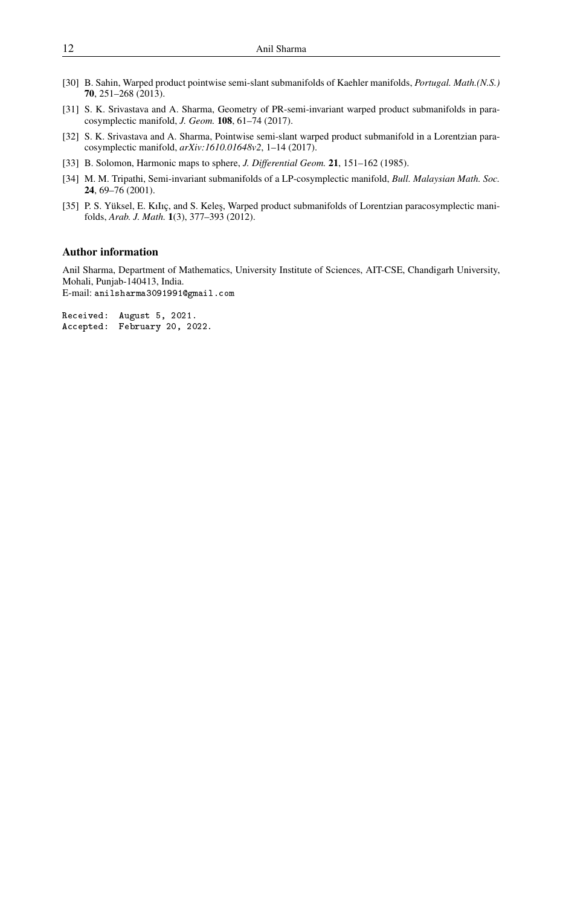[30] B. Sahin, Warped product pointwise semi-slant submanifolds of Kaehler manifolds, *Portugal. Math.(N.S.)* **70**, 251–268 (2013).

[31] S. K. Srivastava and A. Sharma, Geometry of PR-semi-invariant warped product submanifolds in paracosymplectic manifold, *J. Geom.* **108**, 61–74 (2017).

[32] S. K. Srivastava and A. Sharma, Pointwise semi-slant warped product submanifold in a Lorentzian paracosymplectic manifold, *arXiv:1610.01648v2*, 1–14 (2017).

[33] B. Solomon, Harmonic maps to sphere, *J. Differential Geom.* **21**, 151–162 (1985).

[34] M. M. Tripathi, Semi-invariant submanifolds of a LP-cosymplectic manifold, *Bull. Malaysian Math. Soc.* **24**, 69–76 (2001).

[35] P. S. Yüksel, E. KıIıç, and S. Keleş, Warped product submanifolds of Lorentzian paracosymplectic manifolds, *Arab. J. Math.* **1**(3), 377–393 (2012).

### Author information

Anil Sharma, Department of Mathematics, University Institute of Sciences, AIT-CSE, Chandigarh University, Mohali, Punjab-140413, India.
E-mail: anilsharma3091991@gmail.com

Received: August 5, 2021.
Accepted: February 20, 2022.